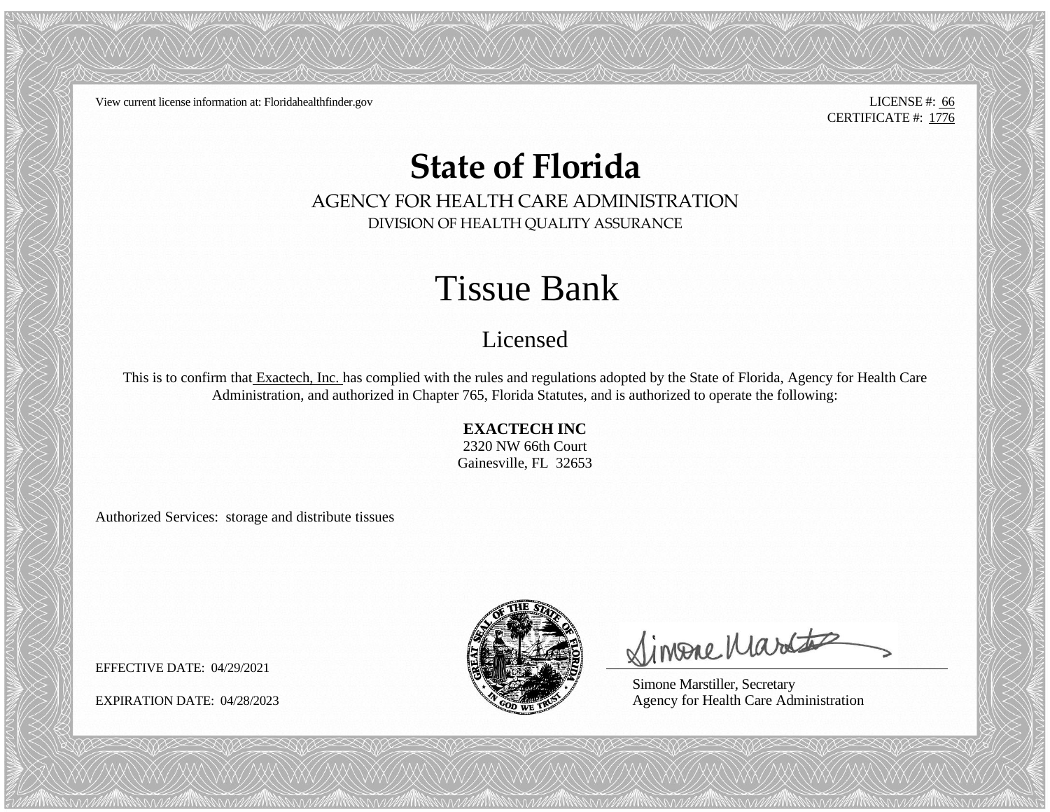View current license information at: Floridahealthfinder.gov

LICENSE #: 66
CERTIFICATE #: 1776

# State of Florida

## AGENCY FOR HEALTH CARE ADMINISTRATION

### DIVISION OF HEALTH QUALITY ASSURANCE

# Tissue Bank

## Licensed

This is to confirm that Exactech, Inc. has complied with the rules and regulations adopted by the State of Florida, Agency for Health Care Administration, and authorized in Chapter 765, Florida Statutes, and is authorized to operate the following:

**EXACTECH INC**
2320 NW 66th Court
Gainesville, FL 32653

Authorized Services: storage and distribute tissues

EFFECTIVE DATE: 04/29/2021

EXPIRATION DATE: 04/28/2023

Simone Marstiller, Secretary
Agency for Health Care Administration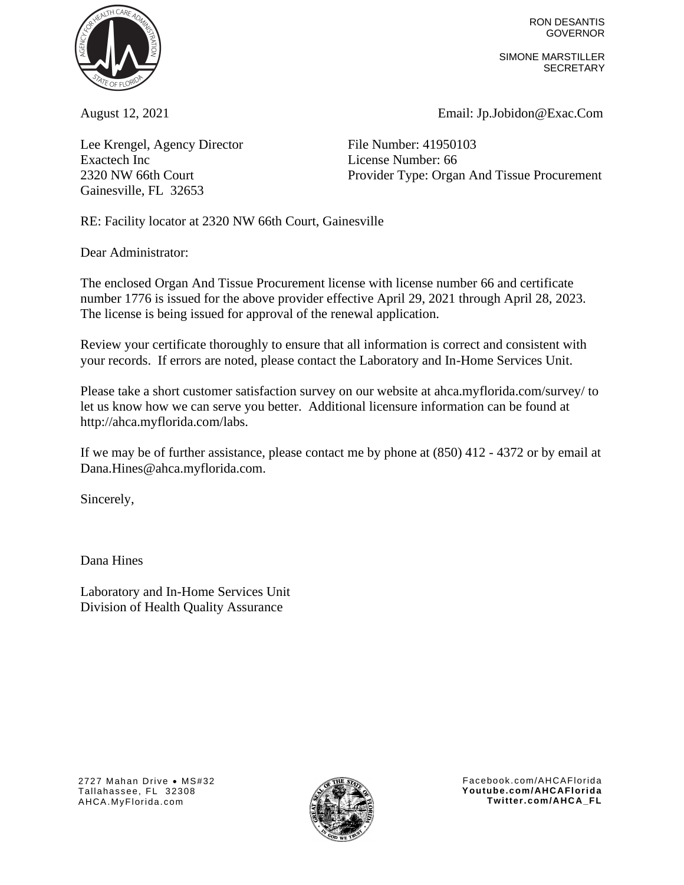RON DESANTIS
GOVERNOR

SIMONE MARSTILLER
SECRETARY

August 12, 2021

Email: Jp.Jobidon@Exac.Com

Lee Krengel, Agency Director
Exactech Inc
2320 NW 66th Court
Gainesville, FL 32653

File Number: 41950103
License Number: 66
Provider Type: Organ And Tissue Procurement

RE: Facility locator at 2320 NW 66th Court, Gainesville

Dear Administrator:

The enclosed Organ And Tissue Procurement license with license number 66 and certificate number 1776 is issued for the above provider effective April 29, 2021 through April 28, 2023. The license is being issued for approval of the renewal application.

Review your certificate thoroughly to ensure that all information is correct and consistent with your records. If errors are noted, please contact the Laboratory and In-Home Services Unit.

Please take a short customer satisfaction survey on our website at ahca.myflorida.com/survey/ to let us know how we can serve you better. Additional licensure information can be found at http://ahca.myflorida.com/labs.

If we may be of further assistance, please contact me by phone at (850) 412 - 4372 or by email at Dana.Hines@ahca.myflorida.com.

Sincerely,

Dana Hines

Laboratory and In-Home Services Unit
Division of Health Quality Assurance

2727 Mahan Drive • MS#32
Tallahassee, FL 32308
AHCA.MyFlorida.com

Facebook.com/AHCAFlorida
**Youtube.com/AHCAFlorida**
**Twitter.com/AHCA_FL**